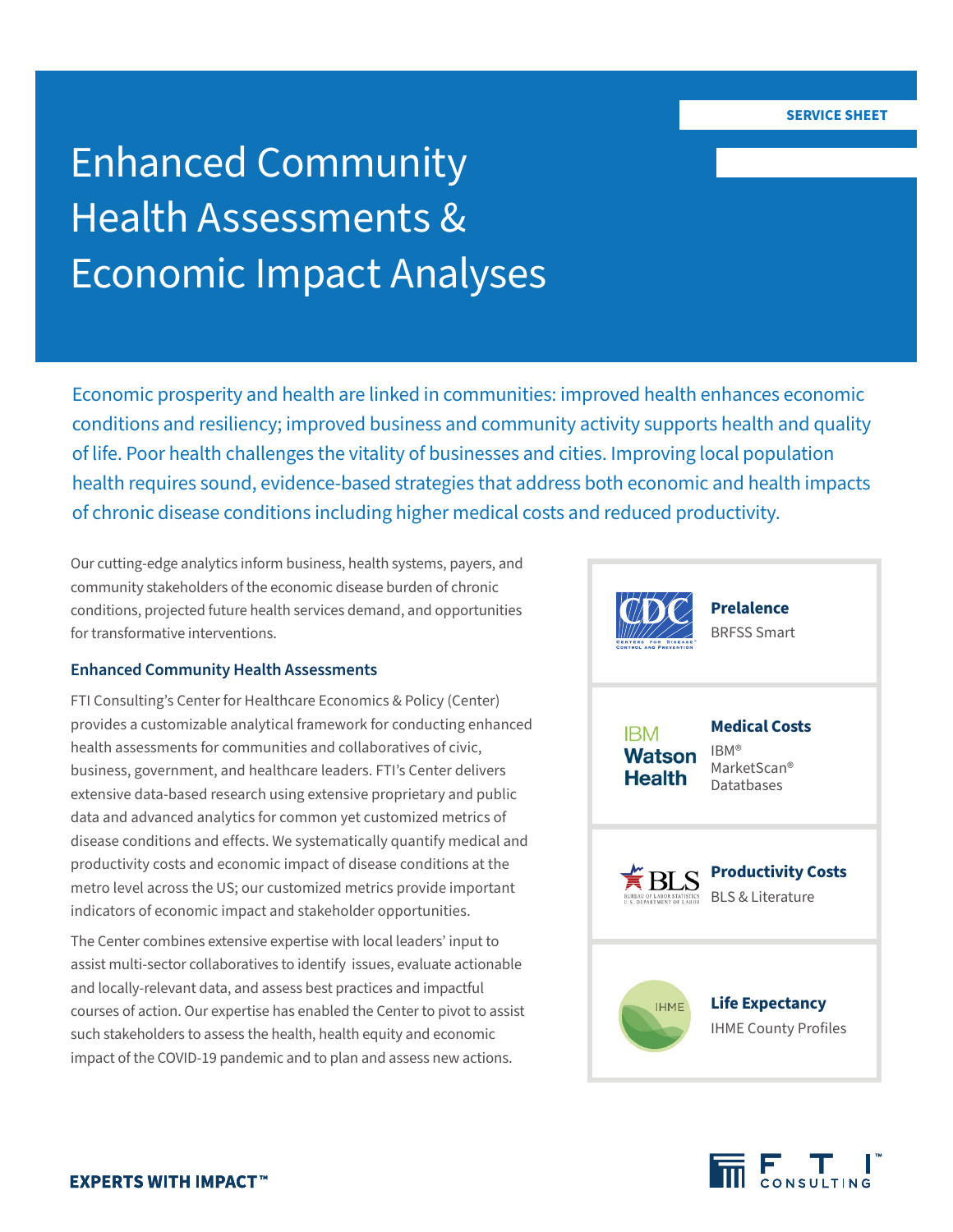SERVICE SHEET

# Enhanced Community Health Assessments & Economic Impact Analyses

Economic prosperity and health are linked in communities: improved health enhances economic conditions and resiliency; improved business and community activity supports health and quality of life. Poor health challenges the vitality of businesses and cities. Improving local population health requires sound, evidence-based strategies that address both economic and health impacts of chronic disease conditions including higher medical costs and reduced productivity.

Our cutting-edge analytics inform business, health systems, payers, and community stakeholders of the economic disease burden of chronic conditions, projected future health services demand, and opportunities for transformative interventions.

## Enhanced Community Health Assessments

FTI Consulting's Center for Healthcare Economics & Policy (Center) provides a customizable analytical framework for conducting enhanced health assessments for communities and collaboratives of civic, business, government, and healthcare leaders. FTI's Center delivers extensive data-based research using extensive proprietary and public data and advanced analytics for common yet customized metrics of disease conditions and effects. We systematically quantify medical and productivity costs and economic impact of disease conditions at the metro level across the US; our customized metrics provide important indicators of economic impact and stakeholder opportunities.

The Center combines extensive expertise with local leaders' input to assist multi-sector collaboratives to identify issues, evaluate actionable and locally-relevant data, and assess best practices and impactful courses of action. Our expertise has enabled the Center to pivot to assist such stakeholders to assess the health, health equity and economic impact of the COVID-19 pandemic and to plan and assess new actions.

**Prelalence**
BRFSS Smart

**Medical Costs**
IBM® MarketScan® Datatbases

**Productivity Costs**
BLS & Literature

**Life Expectancy**
IHME County Profiles

EXPERTS WITH IMPACT™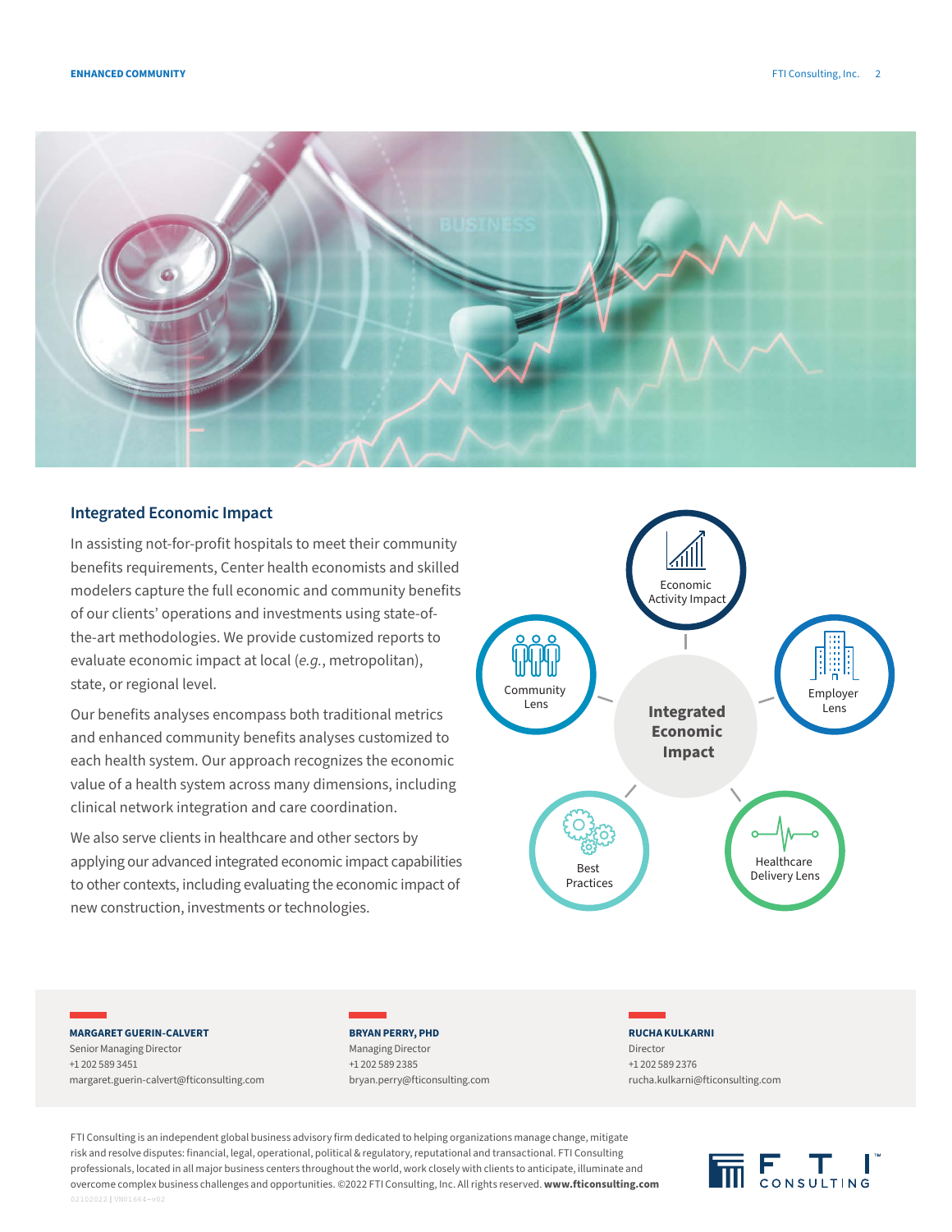## Integrated Economic Impact

In assisting not-for-profit hospitals to meet their community benefits requirements, Center health economists and skilled modelers capture the full economic and community benefits of our clients' operations and investments using state-of-the-art methodologies. We provide customized reports to evaluate economic impact at local (*e.g.*, metropolitan), state, or regional level.

Our benefits analyses encompass both traditional metrics and enhanced community benefits analyses customized to each health system. Our approach recognizes the economic value of a health system across many dimensions, including clinical network integration and care coordination.

We also serve clients in healthcare and other sectors by applying our advanced integrated economic impact capabilities to other contexts, including evaluating the economic impact of new construction, investments or technologies.

Economic Activity Impact

Community Lens

Integrated Economic Impact

Employer Lens

Best Practices

Healthcare Delivery Lens

**MARGARET GUERIN-CALVERT**
Senior Managing Director
+1 202 589 3451
margaret.guerin-calvert@fticonsulting.com

**BRYAN PERRY, PHD**
Managing Director
+1 202 589 2385
bryan.perry@fticonsulting.com

**RUCHA KULKARNI**
Director
+1 202 589 2376
rucha.kulkarni@fticonsulting.com

FTI Consulting is an independent global business advisory firm dedicated to helping organizations manage change, mitigate risk and resolve disputes: financial, legal, operational, political & regulatory, reputational and transactional. FTI Consulting professionals, located in all major business centers throughout the world, work closely with clients to anticipate, illuminate and overcome complex business challenges and opportunities. ©2022 FTI Consulting, Inc. All rights reserved. **www.fticonsulting.com**

02102022 | VN01664-v02